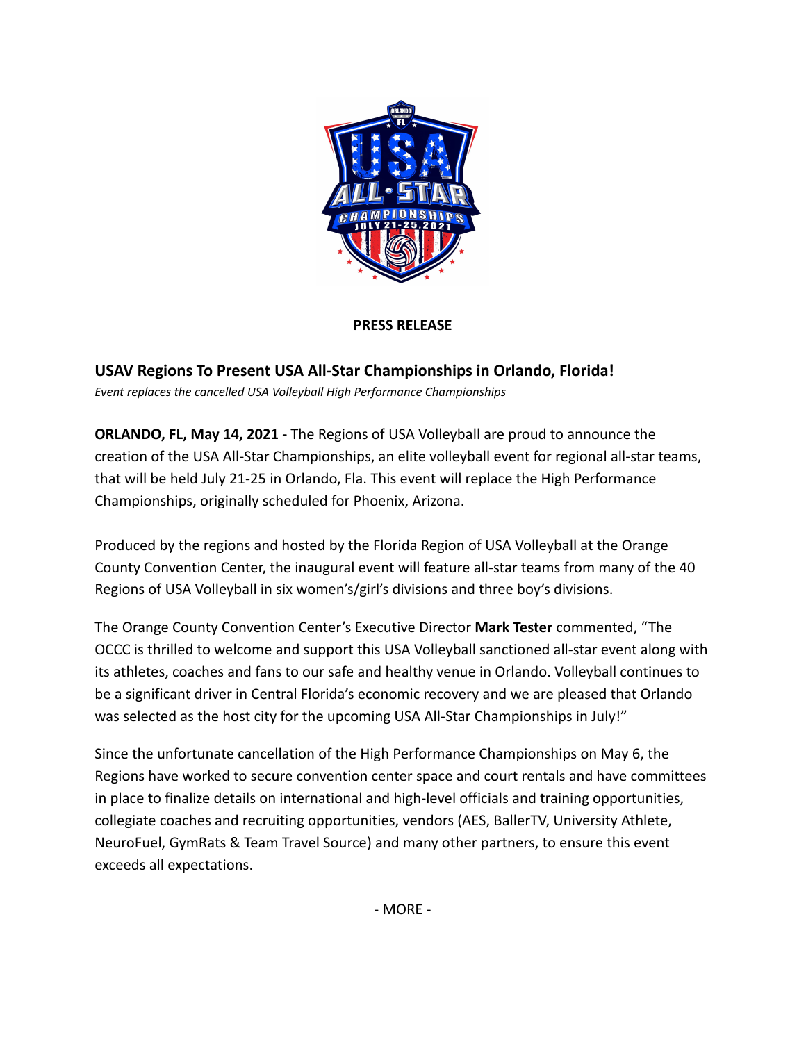**PRESS RELEASE**

## USAV Regions To Present USA All-Star Championships in Orlando, Florida!

*Event replaces the cancelled USA Volleyball High Performance Championships*

**ORLANDO, FL, May 14, 2021 -** The Regions of USA Volleyball are proud to announce the creation of the USA All-Star Championships, an elite volleyball event for regional all-star teams, that will be held July 21-25 in Orlando, Fla. This event will replace the High Performance Championships, originally scheduled for Phoenix, Arizona.

Produced by the regions and hosted by the Florida Region of USA Volleyball at the Orange County Convention Center, the inaugural event will feature all-star teams from many of the 40 Regions of USA Volleyball in six women's/girl's divisions and three boy's divisions.

The Orange County Convention Center's Executive Director **Mark Tester** commented, "The OCCC is thrilled to welcome and support this USA Volleyball sanctioned all-star event along with its athletes, coaches and fans to our safe and healthy venue in Orlando. Volleyball continues to be a significant driver in Central Florida's economic recovery and we are pleased that Orlando was selected as the host city for the upcoming USA All-Star Championships in July!"

Since the unfortunate cancellation of the High Performance Championships on May 6, the Regions have worked to secure convention center space and court rentals and have committees in place to finalize details on international and high-level officials and training opportunities, collegiate coaches and recruiting opportunities, vendors (AES, BallerTV, University Athlete, NeuroFuel, GymRats & Team Travel Source) and many other partners, to ensure this event exceeds all expectations.

- MORE -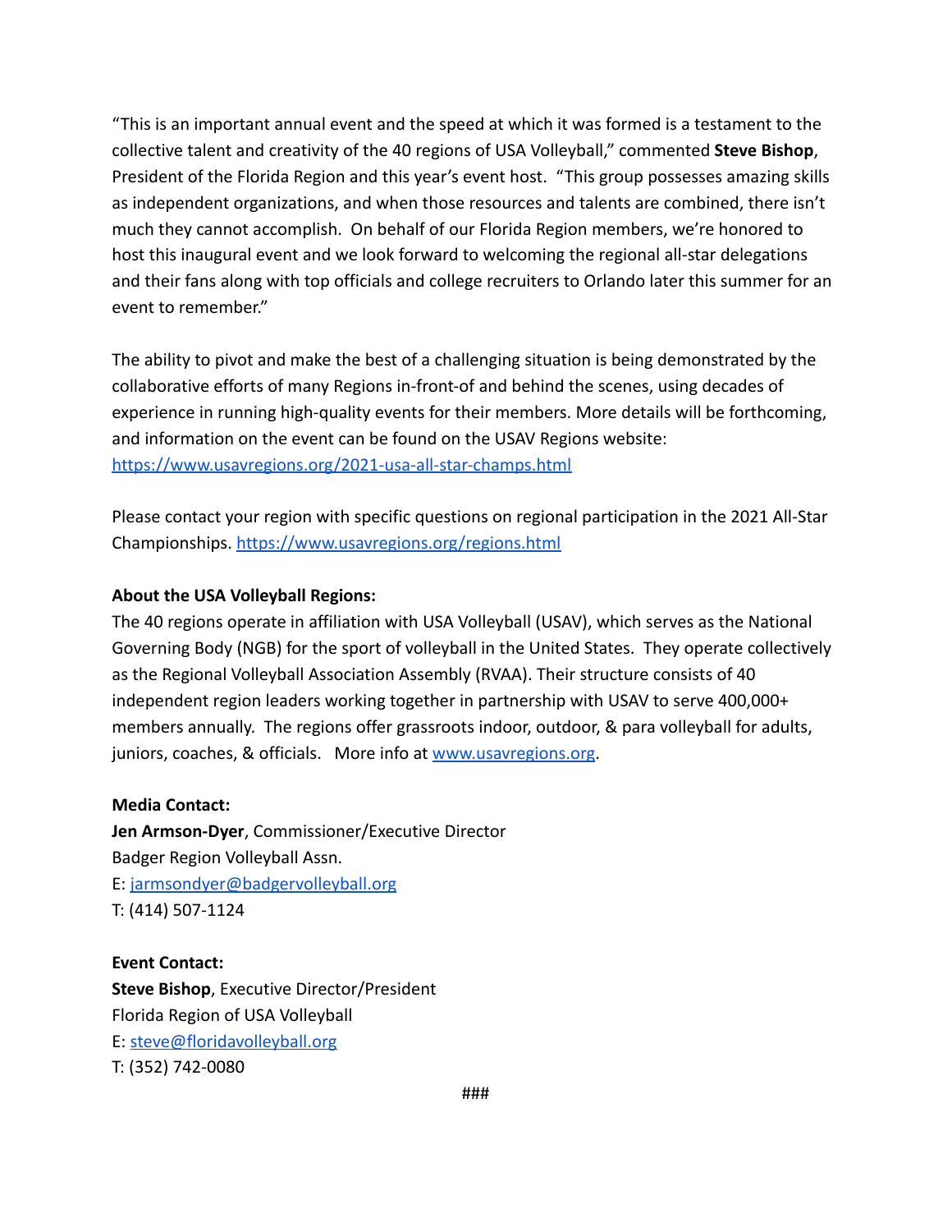"This is an important annual event and the speed at which it was formed is a testament to the collective talent and creativity of the 40 regions of USA Volleyball," commented **Steve Bishop**, President of the Florida Region and this year's event host. "This group possesses amazing skills as independent organizations, and when those resources and talents are combined, there isn't much they cannot accomplish. On behalf of our Florida Region members, we're honored to host this inaugural event and we look forward to welcoming the regional all-star delegations and their fans along with top officials and college recruiters to Orlando later this summer for an event to remember."

The ability to pivot and make the best of a challenging situation is being demonstrated by the collaborative efforts of many Regions in-front-of and behind the scenes, using decades of experience in running high-quality events for their members. More details will be forthcoming, and information on the event can be found on the USAV Regions website: [https://www.usavregions.org/2021-usa-all-star-champs.html](https://www.usavregions.org/2021-usa-all-star-champs.html)

Please contact your region with specific questions on regional participation in the 2021 All-Star Championships. [https://www.usavregions.org/regions.html](https://www.usavregions.org/regions.html)

**About the USA Volleyball Regions:**
The 40 regions operate in affiliation with USA Volleyball (USAV), which serves as the National Governing Body (NGB) for the sport of volleyball in the United States. They operate collectively as the Regional Volleyball Association Assembly (RVAA). Their structure consists of 40 independent region leaders working together in partnership with USAV to serve 400,000+ members annually. The regions offer grassroots indoor, outdoor, & para volleyball for adults, juniors, coaches, & officials. More info at [www.usavregions.org](www.usavregions.org).

**Media Contact:**
**Jen Armson-Dyer**, Commissioner/Executive Director
Badger Region Volleyball Assn.
E: [jarmsondyer@badgervolleyball.org](mailto:jarmsondyer@badgervolleyball.org)
T: (414) 507-1124

**Event Contact:**
**Steve Bishop**, Executive Director/President
Florida Region of USA Volleyball
E: [steve@floridavolleyball.org](mailto:steve@floridavolleyball.org)
T: (352) 742-0080

###